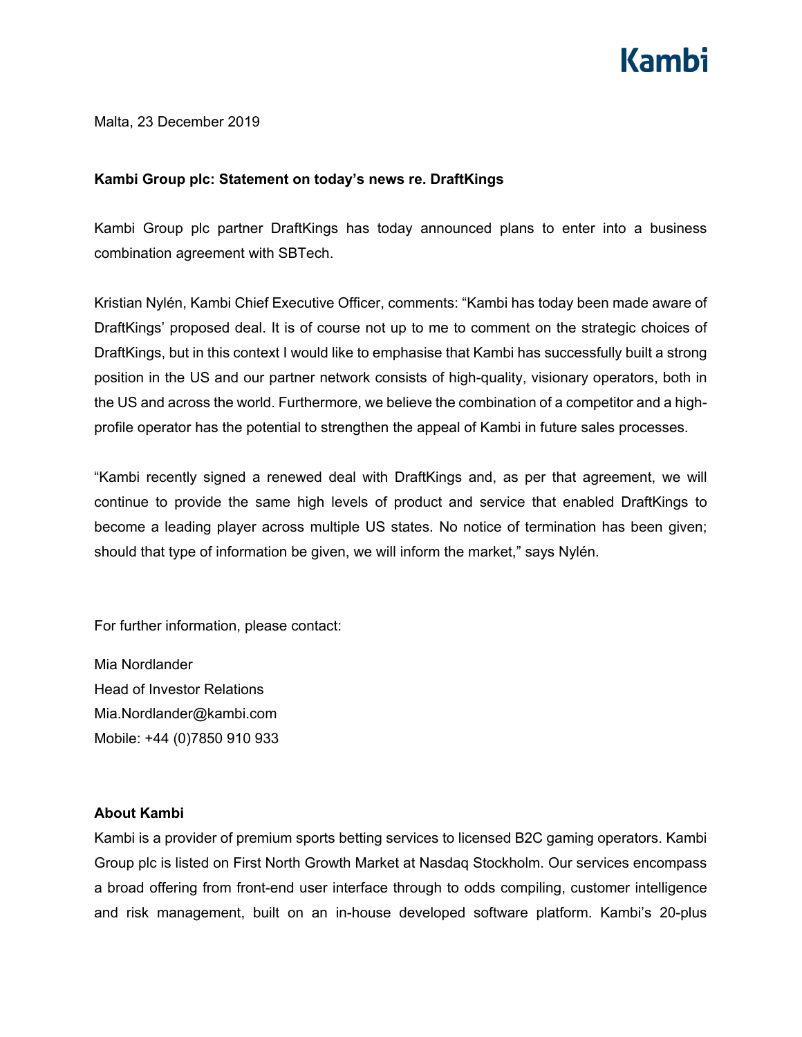Malta, 23 December 2019

**Kambi Group plc: Statement on today's news re. DraftKings**

Kambi Group plc partner DraftKings has today announced plans to enter into a business combination agreement with SBTech.

Kristian Nylén, Kambi Chief Executive Officer, comments: "Kambi has today been made aware of DraftKings' proposed deal. It is of course not up to me to comment on the strategic choices of DraftKings, but in this context I would like to emphasise that Kambi has successfully built a strong position in the US and our partner network consists of high-quality, visionary operators, both in the US and across the world. Furthermore, we believe the combination of a competitor and a high-profile operator has the potential to strengthen the appeal of Kambi in future sales processes.

"Kambi recently signed a renewed deal with DraftKings and, as per that agreement, we will continue to provide the same high levels of product and service that enabled DraftKings to become a leading player across multiple US states. No notice of termination has been given; should that type of information be given, we will inform the market," says Nylén.

For further information, please contact:

Mia Nordlander
Head of Investor Relations
Mia.Nordlander@kambi.com
Mobile: +44 (0)7850 910 933

**About Kambi**

Kambi is a provider of premium sports betting services to licensed B2C gaming operators. Kambi Group plc is listed on First North Growth Market at Nasdaq Stockholm. Our services encompass a broad offering from front-end user interface through to odds compiling, customer intelligence and risk management, built on an in-house developed software platform. Kambi's 20-plus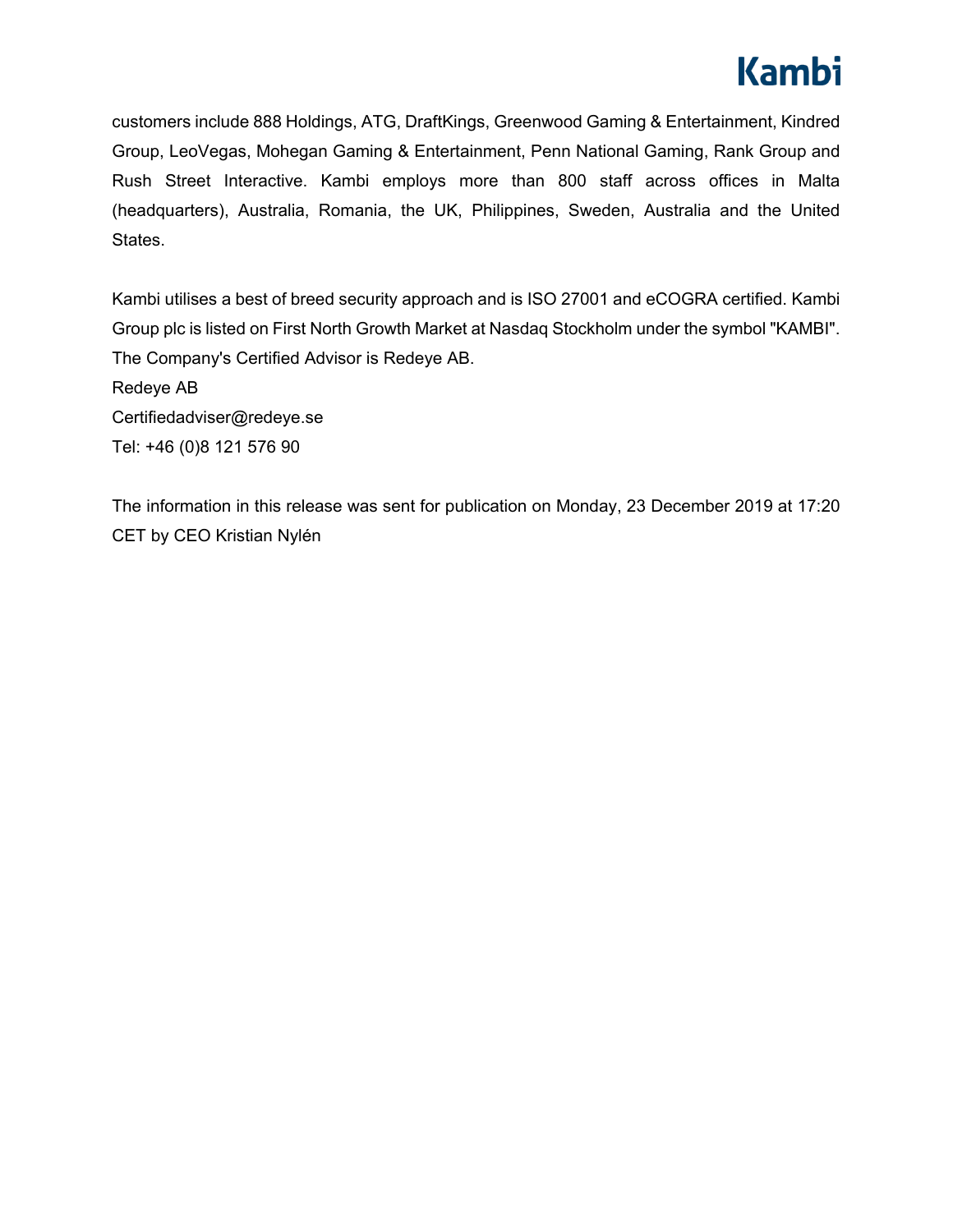customers include 888 Holdings, ATG, DraftKings, Greenwood Gaming & Entertainment, Kindred Group, LeoVegas, Mohegan Gaming & Entertainment, Penn National Gaming, Rank Group and Rush Street Interactive. Kambi employs more than 800 staff across offices in Malta (headquarters), Australia, Romania, the UK, Philippines, Sweden, Australia and the United States.

Kambi utilises a best of breed security approach and is ISO 27001 and eCOGRA certified. Kambi Group plc is listed on First North Growth Market at Nasdaq Stockholm under the symbol "KAMBI". The Company's Certified Advisor is Redeye AB.
Redeye AB
Certifiedadviser@redeye.se
Tel: +46 (0)8 121 576 90

The information in this release was sent for publication on Monday, 23 December 2019 at 17:20 CET by CEO Kristian Nylén